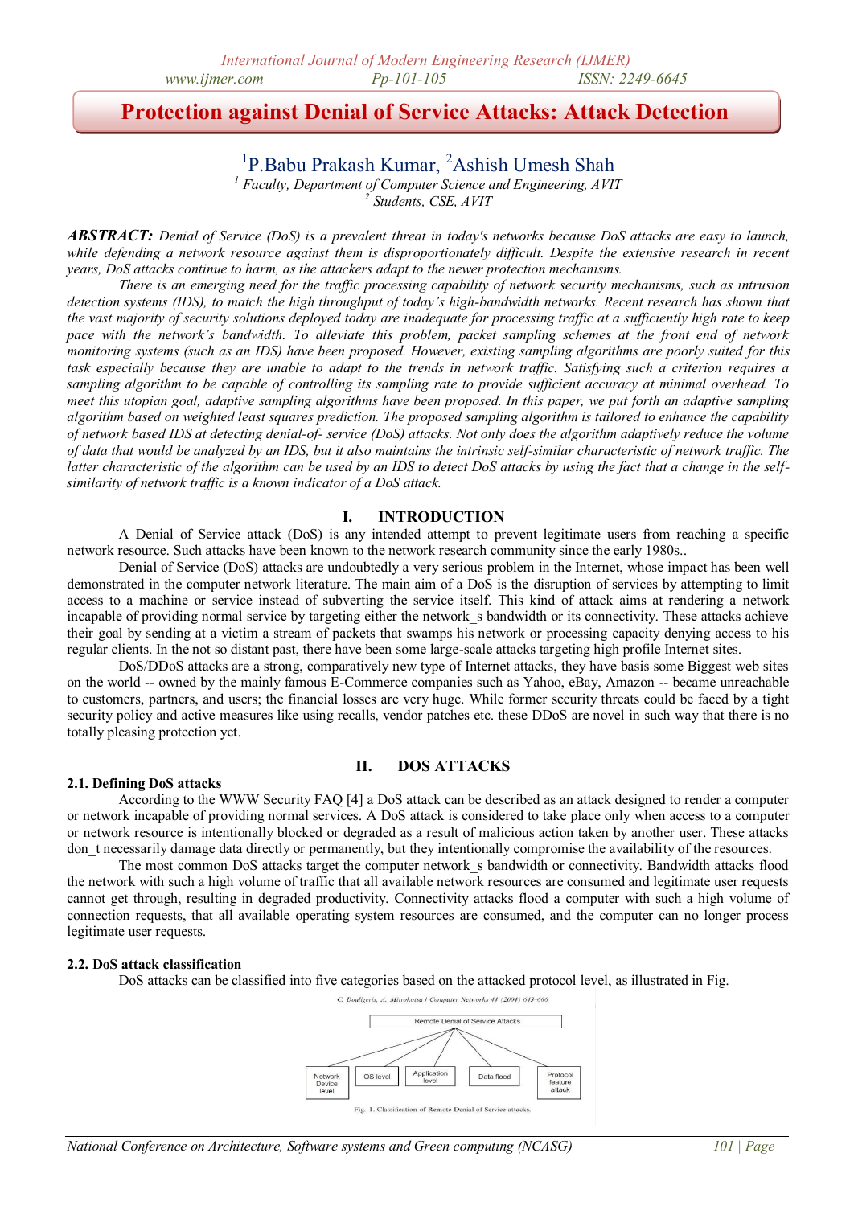# Protection against Denial of Service Attacks: Attack Detection

[1]P.Babu Prakash Kumar, [2]Ashish Umesh Shah

[1] *Faculty, Department of Computer Science and Engineering, AVIT*
[2] *Students, CSE, AVIT*

***ABSTRACT:*** *Denial of Service (DoS) is a prevalent threat in today's networks because DoS attacks are easy to launch, while defending a network resource against them is disproportionately difficult. Despite the extensive research in recent years, DoS attacks continue to harm, as the attackers adapt to the newer protection mechanisms.*

*There is an emerging need for the traffic processing capability of network security mechanisms, such as intrusion detection systems (IDS), to match the high throughput of today's high-bandwidth networks. Recent research has shown that the vast majority of security solutions deployed today are inadequate for processing traffic at a sufficiently high rate to keep pace with the network's bandwidth. To alleviate this problem, packet sampling schemes at the front end of network monitoring systems (such as an IDS) have been proposed. However, existing sampling algorithms are poorly suited for this task especially because they are unable to adapt to the trends in network traffic. Satisfying such a criterion requires a sampling algorithm to be capable of controlling its sampling rate to provide sufficient accuracy at minimal overhead. To meet this utopian goal, adaptive sampling algorithms have been proposed. In this paper, we put forth an adaptive sampling algorithm based on weighted least squares prediction. The proposed sampling algorithm is tailored to enhance the capability of network based IDS at detecting denial-of- service (DoS) attacks. Not only does the algorithm adaptively reduce the volume of data that would be analyzed by an IDS, but it also maintains the intrinsic self-similar characteristic of network traffic. The latter characteristic of the algorithm can be used by an IDS to detect DoS attacks by using the fact that a change in the self-similarity of network traffic is a known indicator of a DoS attack.*

## I. INTRODUCTION

A Denial of Service attack (DoS) is any intended attempt to prevent legitimate users from reaching a specific network resource. Such attacks have been known to the network research community since the early 1980s..

Denial of Service (DoS) attacks are undoubtedly a very serious problem in the Internet, whose impact has been well demonstrated in the computer network literature. The main aim of a DoS is the disruption of services by attempting to limit access to a machine or service instead of subverting the service itself. This kind of attack aims at rendering a network incapable of providing normal service by targeting either the network_s bandwidth or its connectivity. These attacks achieve their goal by sending at a victim a stream of packets that swamps his network or processing capacity denying access to his regular clients. In the not so distant past, there have been some large-scale attacks targeting high profile Internet sites.

DoS/DDoS attacks are a strong, comparatively new type of Internet attacks, they have basis some Biggest web sites on the world -- owned by the mainly famous E-Commerce companies such as Yahoo, eBay, Amazon -- became unreachable to customers, partners, and users; the financial losses are very huge. While former security threats could be faced by a tight security policy and active measures like using recalls, vendor patches etc. these DDoS are novel in such way that there is no totally pleasing protection yet.

## II. DOS ATTACKS

### 2.1. Defining DoS attacks

According to the WWW Security FAQ [4] a DoS attack can be described as an attack designed to render a computer or network incapable of providing normal services. A DoS attack is considered to take place only when access to a computer or network resource is intentionally blocked or degraded as a result of malicious action taken by another user. These attacks don_t necessarily damage data directly or permanently, but they intentionally compromise the availability of the resources.

The most common DoS attacks target the computer network_s bandwidth or connectivity. Bandwidth attacks flood the network with such a high volume of traffic that all available network resources are consumed and legitimate user requests cannot get through, resulting in degraded productivity. Connectivity attacks flood a computer with such a high volume of connection requests, that all available operating system resources are consumed, and the computer can no longer process legitimate user requests.

### 2.2. DoS attack classification

DoS attacks can be classified into five categories based on the attacked protocol level, as illustrated in Fig.

C. Douligeris, A. Mitrokotsa / Computer Networks 44 (2004) 643–666

Remote Denial of Service Attacks

Network Device level

OS level

Application level

Data flood

Protocol feature attack

Fig. 1. Classification of Remote Denial of Service attacks.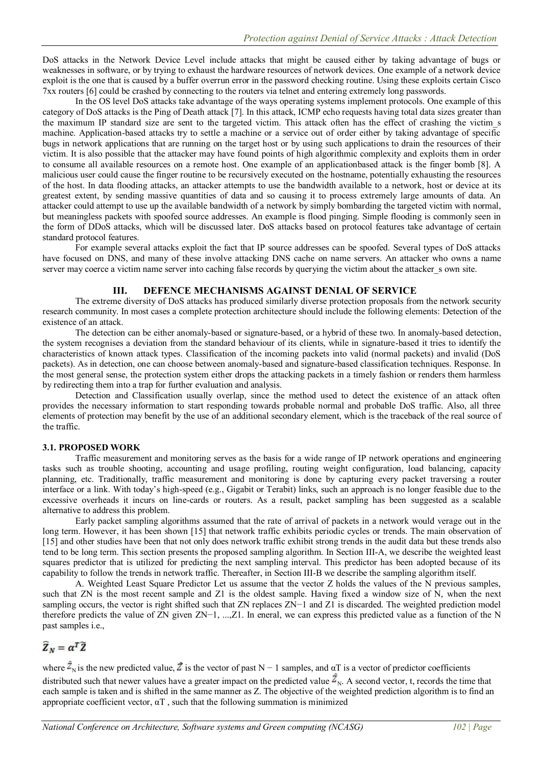DoS attacks in the Network Device Level include attacks that might be caused either by taking advantage of bugs or weaknesses in software, or by trying to exhaust the hardware resources of network devices. One example of a network device exploit is the one that is caused by a buffer overrun error in the password checking routine. Using these exploits certain Cisco 7xx routers [6] could be crashed by connecting to the routers via telnet and entering extremely long passwords.

In the OS level DoS attacks take advantage of the ways operating systems implement protocols. One example of this category of DoS attacks is the Ping of Death attack [7]. In this attack, ICMP echo requests having total data sizes greater than the maximum IP standard size are sent to the targeted victim. This attack often has the effect of crashing the victim_s machine. Application-based attacks try to settle a machine or a service out of order either by taking advantage of specific bugs in network applications that are running on the target host or by using such applications to drain the resources of their victim. It is also possible that the attacker may have found points of high algorithmic complexity and exploits them in order to consume all available resources on a remote host. One example of an applicationbased attack is the finger bomb [8]. A malicious user could cause the finger routine to be recursively executed on the hostname, potentially exhausting the resources of the host. In data flooding attacks, an attacker attempts to use the bandwidth available to a network, host or device at its greatest extent, by sending massive quantities of data and so causing it to process extremely large amounts of data. An attacker could attempt to use up the available bandwidth of a network by simply bombarding the targeted victim with normal, but meaningless packets with spoofed source addresses. An example is flood pinging. Simple flooding is commonly seen in the form of DDoS attacks, which will be discussed later. DoS attacks based on protocol features take advantage of certain standard protocol features.

For example several attacks exploit the fact that IP source addresses can be spoofed. Several types of DoS attacks have focused on DNS, and many of these involve attacking DNS cache on name servers. An attacker who owns a name server may coerce a victim name server into caching false records by querying the victim about the attacker_s own site.

## III. DEFENCE MECHANISMS AGAINST DENIAL OF SERVICE

The extreme diversity of DoS attacks has produced similarly diverse protection proposals from the network security research community. In most cases a complete protection architecture should include the following elements: Detection of the existence of an attack.

The detection can be either anomaly-based or signature-based, or a hybrid of these two. In anomaly-based detection, the system recognises a deviation from the standard behaviour of its clients, while in signature-based it tries to identify the characteristics of known attack types. Classification of the incoming packets into valid (normal packets) and invalid (DoS packets). As in detection, one can choose between anomaly-based and signature-based classification techniques. Response. In the most general sense, the protection system either drops the attacking packets in a timely fashion or renders them harmless by redirecting them into a trap for further evaluation and analysis.

Detection and Classification usually overlap, since the method used to detect the existence of an attack often provides the necessary information to start responding towards probable normal and probable DoS traffic. Also, all three elements of protection may benefit by the use of an additional secondary element, which is the traceback of the real source of the traffic.

### 3.1. PROPOSED WORK

Traffic measurement and monitoring serves as the basis for a wide range of IP network operations and engineering tasks such as trouble shooting, accounting and usage profiling, routing weight configuration, load balancing, capacity planning, etc. Traditionally, traffic measurement and monitoring is done by capturing every packet traversing a router interface or a link. With today's high-speed (e.g., Gigabit or Terabit) links, such an approach is no longer feasible due to the excessive overheads it incurs on line-cards or routers. As a result, packet sampling has been suggested as a scalable alternative to address this problem.

Early packet sampling algorithms assumed that the rate of arrival of packets in a network would verage out in the long term. However, it has been shown [15] that network traffic exhibits periodic cycles or trends. The main observation of [15] and other studies have been that not only does network traffic exhibit strong trends in the audit data but these trends also tend to be long term. This section presents the proposed sampling algorithm. In Section III-A, we describe the weighted least squares predictor that is utilized for predicting the next sampling interval. This predictor has been adopted because of its capability to follow the trends in network traffic. Thereafter, in Section III-B we describe the sampling algorithm itself.

A. Weighted Least Square Predictor Let us assume that the vector Z holds the values of the N previous samples, such that $Z_N$ is the most recent sample and $Z_1$ is the oldest sample. Having fixed a window size of N, when the next sampling occurs, the vector is right shifted such that $Z_N$ replaces $Z_{N-1}$ and $Z_1$ is discarded. The weighted prediction model therefore predicts the value of $Z_N$ given $Z_{N-1}, ..., Z_1$. In eneral, we can express this predicted value as a function of the N past samples i.e.,

$$\widehat{Z}_N = \alpha^T \widetilde{Z}$$

where $\hat{Z}_N$ is the new predicted value, $\vec{Z}$ is the vector of past N − 1 samples, and $\alpha^T$ is a vector of predictor coefficients distributed such that newer values have a greater impact on the predicted value $\hat{Z}_N$. A second vector, t, records the time that each sample is taken and is shifted in the same manner as Z. The objective of the weighted prediction algorithm is to find an appropriate coefficient vector, $\alpha^T$, such that the following summation is minimized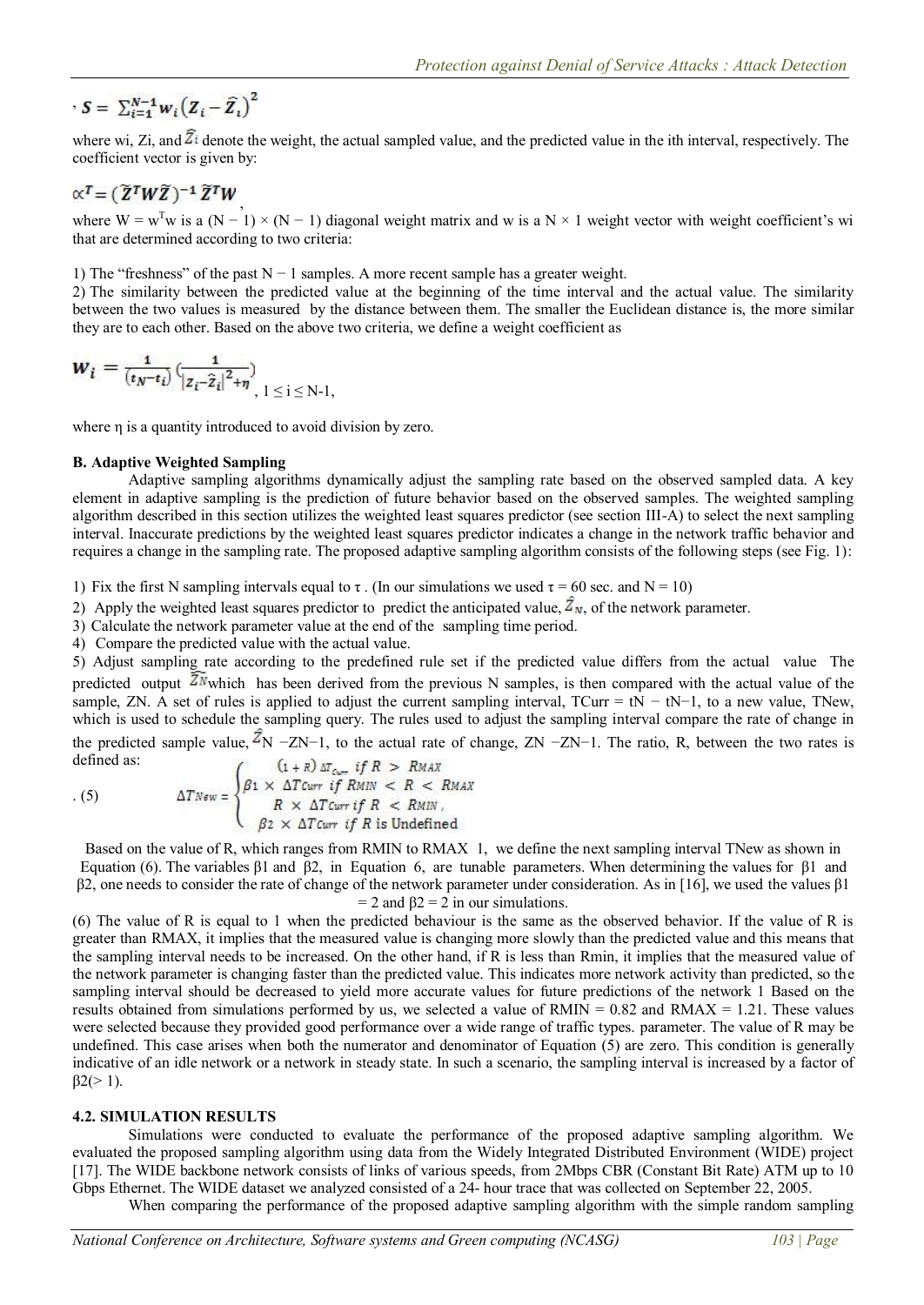$$\cdot\ S = \sum_{i=1}^{N-1} w_i \left(Z_i - \widehat{Z}_i\right)^2$$

where wi, Zi, and $\widehat{Z}_i$ denote the weight, the actual sampled value, and the predicted value in the ith interval, respectively. The coefficient vector is given by:

$$\propto^T = (\widetilde{Z}^T W \widetilde{Z})^{-1} \widetilde{Z}^T W$$

,

where $W = w^T w$ is a $(N - 1) \times (N - 1)$ diagonal weight matrix and w is a $N \times 1$ weight vector with weight coefficient's wi that are determined according to two criteria:

1) The "freshness" of the past $N - 1$ samples. A more recent sample has a greater weight.
2) The similarity between the predicted value at the beginning of the time interval and the actual value. The similarity between the two values is measured by the distance between them. The smaller the Euclidean distance is, the more similar they are to each other. Based on the above two criteria, we define a weight coefficient as

$$w_i = \frac{1}{(t_N - t_i)} \left(\frac{1}{|z_i - \widehat{z}_i|^2 + \eta}\right), \quad 1 \le i \le N\text{-}1,$$

where η is a quantity introduced to avoid division by zero.

**B. Adaptive Weighted Sampling**

Adaptive sampling algorithms dynamically adjust the sampling rate based on the observed sampled data. A key element in adaptive sampling is the prediction of future behavior based on the observed samples. The weighted sampling algorithm described in this section utilizes the weighted least squares predictor (see section III-A) to select the next sampling interval. Inaccurate predictions by the weighted least squares predictor indicates a change in the network traffic behavior and requires a change in the sampling rate. The proposed adaptive sampling algorithm consists of the following steps (see Fig. 1):

1) Fix the first N sampling intervals equal to τ . (In our simulations we used τ = 60 sec. and N = 10)
2) Apply the weighted least squares predictor to predict the anticipated value, $\hat{Z}_N$, of the network parameter.
3) Calculate the network parameter value at the end of the sampling time period.
4) Compare the predicted value with the actual value.
5) Adjust sampling rate according to the predefined rule set if the predicted value differs from the actual value The predicted output $\hat{Z}N$which has been derived from the previous N samples, is then compared with the actual value of the sample, ZN. A set of rules is applied to adjust the current sampling interval, TCurr = tN − tN−1, to a new value, TNew, which is used to schedule the sampling query. The rules used to adjust the sampling interval compare the rate of change in the predicted sample value, $\hat{Z}$N −ZN−1, to the actual rate of change, ZN −ZN−1. The ratio, R, between the two rates is defined as:

. (5)

$$\Delta T_{New} = \begin{cases} (1+R)\,\Delta T_{Curr} \ \ if\ R > R_{MAX} \\ \beta 1 \times \Delta T_{Curr}\ \ if\ R_{MIN} < R < R_{MAX} \\ R \times \Delta T_{Curr}\ \ if\ R < R_{MIN}, \\ \beta 2 \times \Delta T_{Curr}\ \ if\ R \text{ is Undefined} \end{cases}$$

Based on the value of R, which ranges from RMIN to RMAX 1, we define the next sampling interval TNew as shown in Equation (6). The variables β1 and β2, in Equation 6, are tunable parameters. When determining the values for β1 and β2, one needs to consider the rate of change of the network parameter under consideration. As in [16], we used the values β1 = 2 and β2 = 2 in our simulations.

(6) The value of R is equal to 1 when the predicted behaviour is the same as the observed behavior. If the value of R is greater than RMAX, it implies that the measured value is changing more slowly than the predicted value and this means that the sampling interval needs to be increased. On the other hand, if R is less than Rmin, it implies that the measured value of the network parameter is changing faster than the predicted value. This indicates more network activity than predicted, so the sampling interval should be decreased to yield more accurate values for future predictions of the network 1 Based on the results obtained from simulations performed by us, we selected a value of RMIN = 0.82 and RMAX = 1.21. These values were selected because they provided good performance over a wide range of traffic types. parameter. The value of R may be undefined. This case arises when both the numerator and denominator of Equation (5) are zero. This condition is generally indicative of an idle network or a network in steady state. In such a scenario, the sampling interval is increased by a factor of β2(> 1).

**4.2. SIMULATION RESULTS**

Simulations were conducted to evaluate the performance of the proposed adaptive sampling algorithm. We evaluated the proposed sampling algorithm using data from the Widely Integrated Distributed Environment (WIDE) project [17]. The WIDE backbone network consists of links of various speeds, from 2Mbps CBR (Constant Bit Rate) ATM up to 10 Gbps Ethernet. The WIDE dataset we analyzed consisted of a 24- hour trace that was collected on September 22, 2005.

When comparing the performance of the proposed adaptive sampling algorithm with the simple random sampling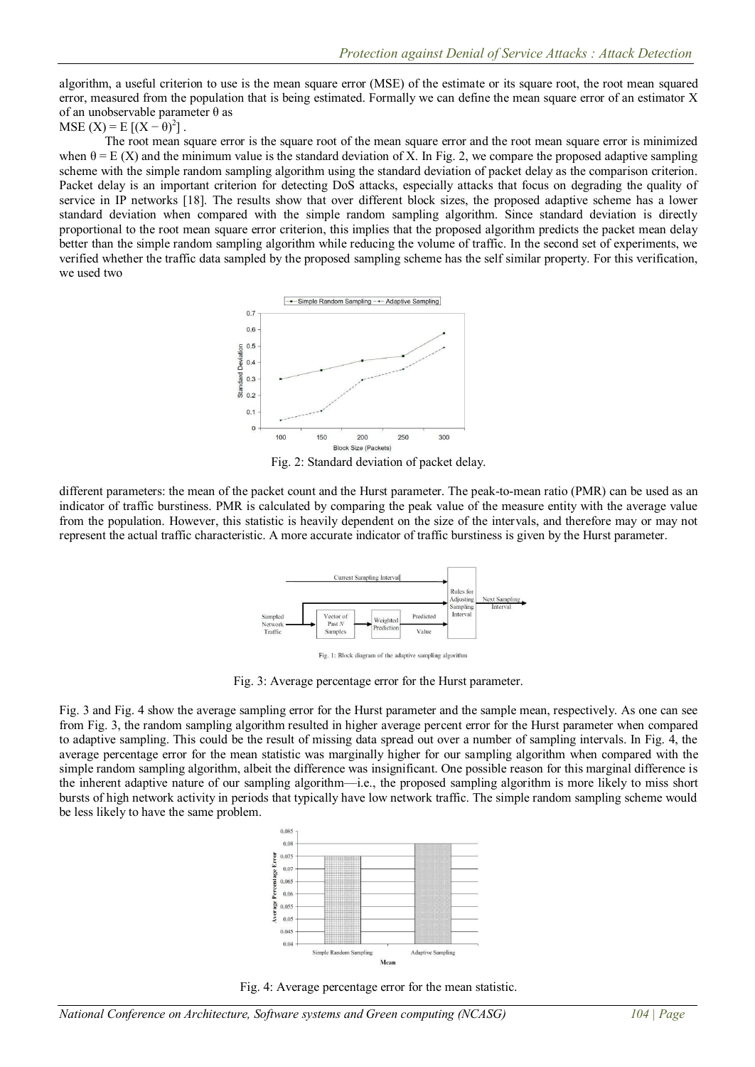algorithm, a useful criterion to use is the mean square error (MSE) of the estimate or its square root, the root mean squared error, measured from the population that is being estimated. Formally we can define the mean square error of an estimator X of an unobservable parameter θ as

$MSE(X) = E[(X - \theta)^2]$ .

The root mean square error is the square root of the mean square error and the root mean square error is minimized when $\theta = E(X)$ and the minimum value is the standard deviation of X. In Fig. 2, we compare the proposed adaptive sampling scheme with the simple random sampling algorithm using the standard deviation of packet delay as the comparison criterion. Packet delay is an important criterion for detecting DoS attacks, especially attacks that focus on degrading the quality of service in IP networks [18]. The results show that over different block sizes, the proposed adaptive scheme has a lower standard deviation when compared with the simple random sampling algorithm. Since standard deviation is directly proportional to the root mean square error criterion, this implies that the proposed algorithm predicts the packet mean delay better than the simple random sampling algorithm while reducing the volume of traffic. In the second set of experiments, we verified whether the traffic data sampled by the proposed sampling scheme has the self similar property. For this verification, we used two

Fig. 2: Standard deviation of packet delay.

different parameters: the mean of the packet count and the Hurst parameter. The peak-to-mean ratio (PMR) can be used as an indicator of traffic burstiness. PMR is calculated by comparing the peak value of the measure entity with the average value from the population. However, this statistic is heavily dependent on the size of the intervals, and therefore may or may not represent the actual traffic characteristic. A more accurate indicator of traffic burstiness is given by the Hurst parameter.

Fig. 3: Average percentage error for the Hurst parameter.

Fig. 3 and Fig. 4 show the average sampling error for the Hurst parameter and the sample mean, respectively. As one can see from Fig. 3, the random sampling algorithm resulted in higher average percent error for the Hurst parameter when compared to adaptive sampling. This could be the result of missing data spread out over a number of sampling intervals. In Fig. 4, the average percentage error for the mean statistic was marginally higher for our sampling algorithm when compared with the simple random sampling algorithm, albeit the difference was insignificant. One possible reason for this marginal difference is the inherent adaptive nature of our sampling algorithm—i.e., the proposed sampling algorithm is more likely to miss short bursts of high network activity in periods that typically have low network traffic. The simple random sampling scheme would be less likely to have the same problem.

Fig. 4: Average percentage error for the mean statistic.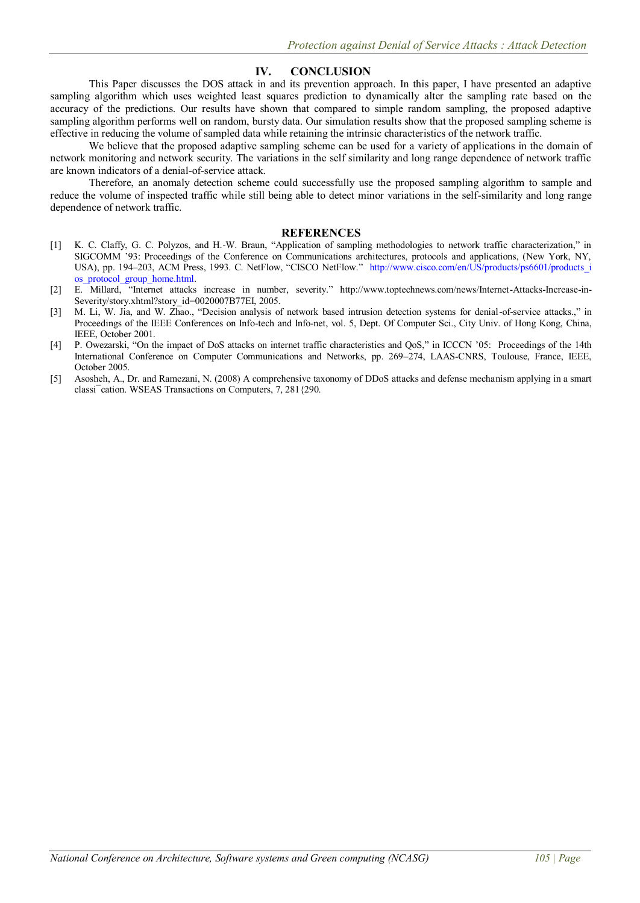## IV. CONCLUSION

This Paper discusses the DOS attack in and its prevention approach. In this paper, I have presented an adaptive sampling algorithm which uses weighted least squares prediction to dynamically alter the sampling rate based on the accuracy of the predictions. Our results have shown that compared to simple random sampling, the proposed adaptive sampling algorithm performs well on random, bursty data. Our simulation results show that the proposed sampling scheme is effective in reducing the volume of sampled data while retaining the intrinsic characteristics of the network traffic.

We believe that the proposed adaptive sampling scheme can be used for a variety of applications in the domain of network monitoring and network security. The variations in the self similarity and long range dependence of network traffic are known indicators of a denial-of-service attack.

Therefore, an anomaly detection scheme could successfully use the proposed sampling algorithm to sample and reduce the volume of inspected traffic while still being able to detect minor variations in the self-similarity and long range dependence of network traffic.

## REFERENCES

[1] K. C. Claffy, G. C. Polyzos, and H.-W. Braun, "Application of sampling methodologies to network traffic characterization," in SIGCOMM '93: Proceedings of the Conference on Communications architectures, protocols and applications, (New York, NY, USA), pp. 194–203, ACM Press, 1993. C. NetFlow, "CISCO NetFlow." http://www.cisco.com/en/US/products/ps6601/products_ios_protocol_group_home.html.

[2] E. Millard, "Internet attacks increase in number, severity." http://www.toptechnews.com/news/Internet-Attacks-Increase-in-Severity/story.xhtml?story_id=0020007B77EI, 2005.

[3] M. Li, W. Jia, and W. Zhao., "Decision analysis of network based intrusion detection systems for denial-of-service attacks.," in Proceedings of the IEEE Conferences on Info-tech and Info-net, vol. 5, Dept. Of Computer Sci., City Univ. of Hong Kong, China, IEEE, October 2001.

[4] P. Owezarski, "On the impact of DoS attacks on internet traffic characteristics and QoS," in ICCCN '05: Proceedings of the 14th International Conference on Computer Communications and Networks, pp. 269–274, LAAS-CNRS, Toulouse, France, IEEE, October 2005.

[5] Asosheh, A., Dr. and Ramezani, N. (2008) A comprehensive taxonomy of DDoS attacks and defense mechanism applying in a smart classi¯cation. WSEAS Transactions on Computers, 7, 281{290.